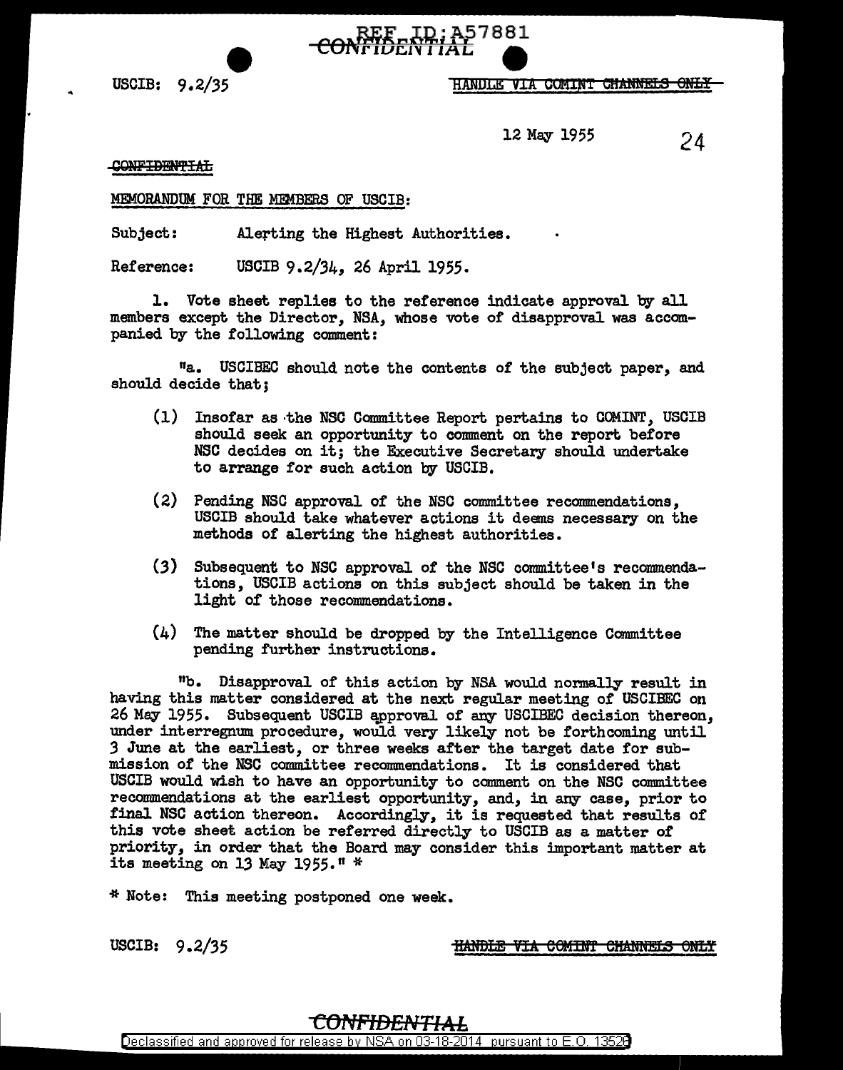REF ID:A57881
CONFIDENTIAL

USCIB: 9.2/35

HANDLE VIA COMINT CHANNELS ONLY

12 May 1955

24

CONFIDENTIAL

MEMORANDUM FOR THE MEMBERS OF USCIB:

Subject: Alerting the Highest Authorities.

Reference: USCIB 9.2/34, 26 April 1955.

1. Vote sheet replies to the reference indicate approval by all members except the Director, NSA, whose vote of disapproval was accompanied by the following comment:

"a. USCIBEC should note the contents of the subject paper, and should decide that;

(1) Insofar as the NSC Committee Report pertains to COMINT, USCIB should seek an opportunity to comment on the report before NSC decides on it; the Executive Secretary should undertake to arrange for such action by USCIB.

(2) Pending NSC approval of the NSC committee recommendations, USCIB should take whatever actions it deems necessary on the methods of alerting the highest authorities.

(3) Subsequent to NSC approval of the NSC committee's recommendations, USCIB actions on this subject should be taken in the light of those recommendations.

(4) The matter should be dropped by the Intelligence Committee pending further instructions.

"b. Disapproval of this action by NSA would normally result in having this matter considered at the next regular meeting of USCIBEC on 26 May 1955. Subsequent USCIB approval of any USCIBEC decision thereon, under interregnum procedure, would very likely not be forthcoming until 3 June at the earliest, or three weeks after the target date for submission of the NSC committee recommendations. It is considered that USCIB would wish to have an opportunity to comment on the NSC committee recommendations at the earliest opportunity, and, in any case, prior to final NSC action thereon. Accordingly, it is requested that results of this vote sheet action be referred directly to USCIB as a matter of priority, in order that the Board may consider this important matter at its meeting on 13 May 1955." *

\* Note: This meeting postponed one week.

USCIB: 9.2/35

HANDLE VIA COMINT CHANNELS ONLY

CONFIDENTIAL

Declassified and approved for release by NSA on 03-18-2014 pursuant to E.O. 13526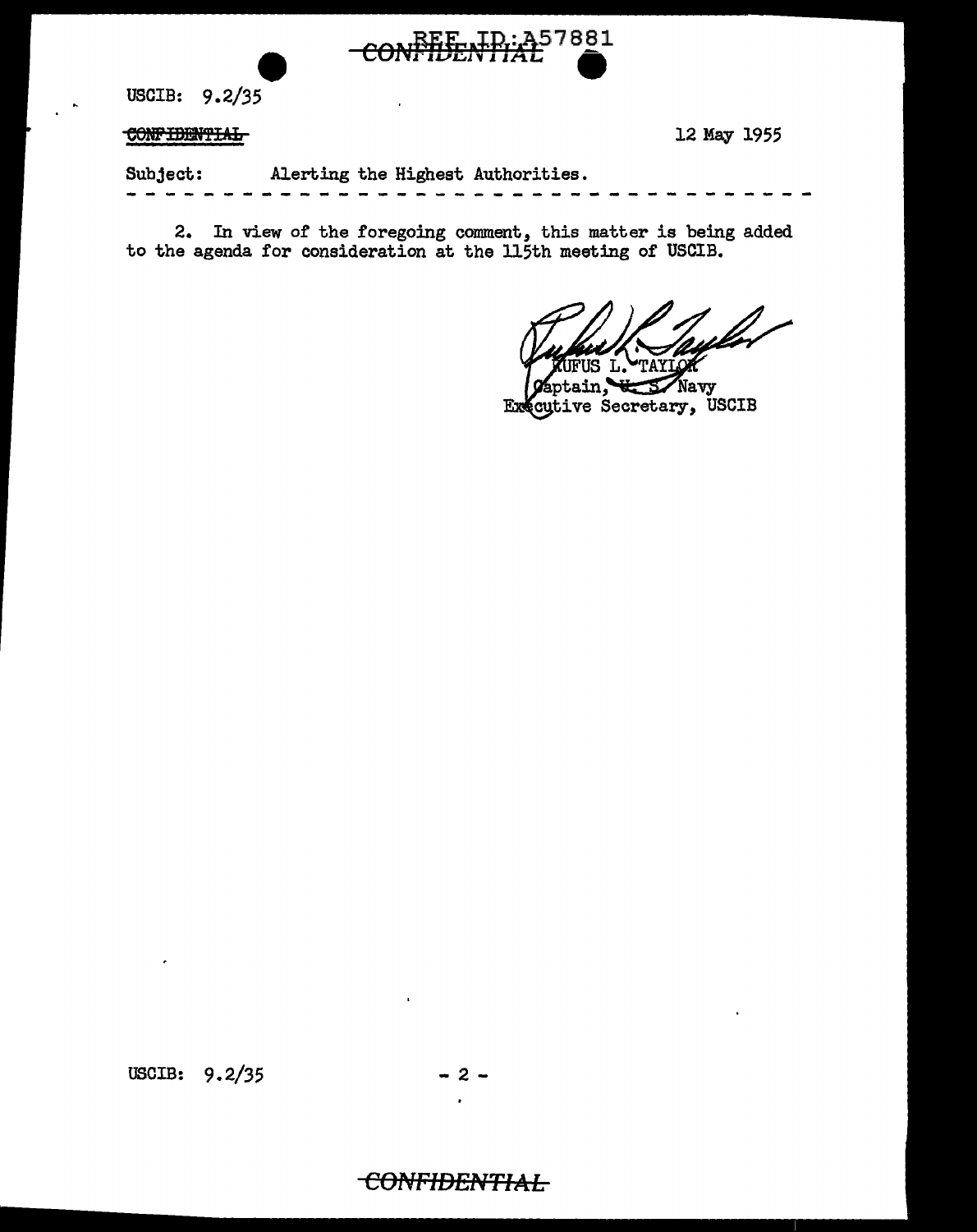REF ID:A57881

CONFIDENTIAL

USCIB: 9.2/35

~~CONFIDENTIAL~~

12 May 1955

Subject: Alerting the Highest Authorities.

- - - - - - - - - - - - - - - - - - - - - - - - - - - - - - - - - - - - - -

2. In view of the foregoing comment, this matter is being added to the agenda for consideration at the 115th meeting of USCIB.

RUFUS L. TAYLOR
Captain, ~~U. S.~~ Navy
Executive Secretary, USCIB

USCIB: 9.2/35

CONFIDENTIAL